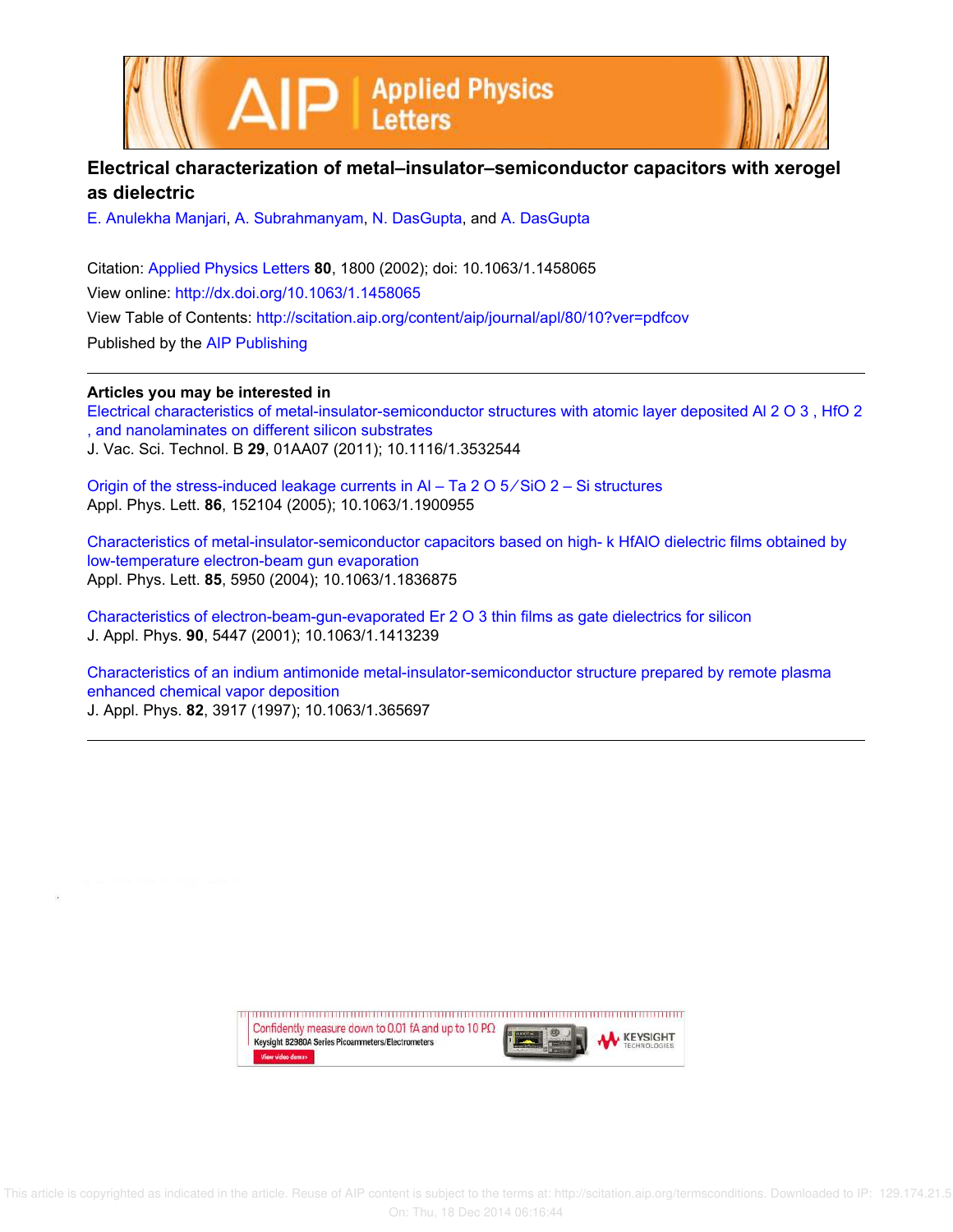# Electrical characterization of metal–insulator–semiconductor capacitors with xerogel as dielectric

E. Anulekha Manjari, A. Subrahmanyam, N. DasGupta, and A. DasGupta

Citation: Applied Physics Letters **80**, 1800 (2002); doi: 10.1063/1.1458065

View online: http://dx.doi.org/10.1063/1.1458065

View Table of Contents: http://scitation.aip.org/content/aip/journal/apl/80/10?ver=pdfcov

Published by the AIP Publishing

---

**Articles you may be interested in**

Electrical characteristics of metal-insulator-semiconductor structures with atomic layer deposited Al 2 O 3 , HfO 2 , and nanolaminates on different silicon substrates
J. Vac. Sci. Technol. B **29**, 01AA07 (2011); 10.1116/1.3532544

Origin of the stress-induced leakage currents in Al – Ta 2 O 5 ∕ SiO 2 – Si structures
Appl. Phys. Lett. **86**, 152104 (2005); 10.1063/1.1900955

Characteristics of metal-insulator-semiconductor capacitors based on high- k HfAlO dielectric films obtained by low-temperature electron-beam gun evaporation
Appl. Phys. Lett. **85**, 5950 (2004); 10.1063/1.1836875

Characteristics of electron-beam-gun-evaporated Er 2 O 3 thin films as gate dielectrics for silicon
J. Appl. Phys. **90**, 5447 (2001); 10.1063/1.1413239

Characteristics of an indium antimonide metal-insulator-semiconductor structure prepared by remote plasma enhanced chemical vapor deposition
J. Appl. Phys. **82**, 3917 (1997); 10.1063/1.365697

---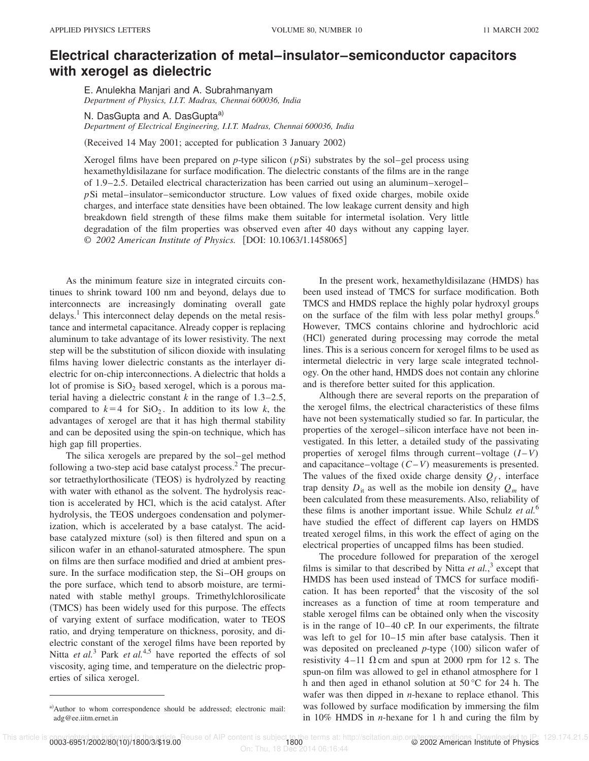# Electrical characterization of metal–insulator–semiconductor capacitors with xerogel as dielectric

E. Anulekha Manjari and A. Subrahmanyam
*Department of Physics, I.I.T. Madras, Chennai 600036, India*

N. DasGupta and A. DasGupta[a)]
*Department of Electrical Engineering, I.I.T. Madras, Chennai 600036, India*

(Received 14 May 2001; accepted for publication 3 January 2002)

Xerogel films have been prepared on *p*-type silicon (*p*Si) substrates by the sol–gel process using hexamethyldisilazane for surface modification. The dielectric constants of the films are in the range of 1.9–2.5. Detailed electrical characterization has been carried out using an aluminum–xerogel–*p*Si metal–insulator–semiconductor structure. Low values of fixed oxide charges, mobile oxide charges, and interface state densities have been obtained. The low leakage current density and high breakdown field strength of these films make them suitable for intermetal isolation. Very little degradation of the film properties was observed even after 40 days without any capping layer. © *2002 American Institute of Physics.* [DOI: 10.1063/1.1458065]

As the minimum feature size in integrated circuits continues to shrink toward 100 nm and beyond, delays due to interconnects are increasingly dominating overall gate delays.[1] This interconnect delay depends on the metal resistance and intermetal capacitance. Already copper is replacing aluminum to take advantage of its lower resistivity. The next step will be the substitution of silicon dioxide with insulating films having lower dielectric constants as the interlayer dielectric for on-chip interconnections. A dielectric that holds a lot of promise is $SiO_2$ based xerogel, which is a porous material having a dielectric constant $k$ in the range of 1.3–2.5, compared to $k=4$ for $SiO_2$. In addition to its low $k$, the advantages of xerogel are that it has high thermal stability and can be deposited using the spin-on technique, which has high gap fill properties.

The silica xerogels are prepared by the sol–gel method following a two-step acid base catalyst process.[2] The precursor tetraethylorthosilicate (TEOS) is hydrolyzed by reacting with water with ethanol as the solvent. The hydrolysis reaction is accelerated by HCl, which is the acid catalyst. After hydrolysis, the TEOS undergoes condensation and polymerization, which is accelerated by a base catalyst. The acid-base catalyzed mixture (sol) is then filtered and spun on a silicon wafer in an ethanol-saturated atmosphere. The spun on films are then surface modified and dried at ambient pressure. In the surface modification step, the Si–OH groups on the pore surface, which tend to absorb moisture, are terminated with stable methyl groups. Trimethylchlorosilicate (TMCS) has been widely used for this purpose. The effects of varying extent of surface modification, water to TEOS ratio, and drying temperature on thickness, porosity, and dielectric constant of the xerogel films have been reported by Nitta *et al.*[3] Park *et al.*[4,5] have reported the effects of sol viscosity, aging time, and temperature on the dielectric properties of silica xerogel.

In the present work, hexamethyldisilazane (HMDS) has been used instead of TMCS for surface modification. Both TMCS and HMDS replace the highly polar hydroxyl groups on the surface of the film with less polar methyl groups.[6] However, TMCS contains chlorine and hydrochloric acid (HCl) generated during processing may corrode the metal lines. This is a serious concern for xerogel films to be used as intermetal dielectric in very large scale integrated technology. On the other hand, HMDS does not contain any chlorine and is therefore better suited for this application.

Although there are several reports on the preparation of the xerogel films, the electrical characteristics of these films have not been systematically studied so far. In particular, the properties of the xerogel–silicon interface have not been investigated. In this letter, a detailed study of the passivating properties of xerogel films through current–voltage ($I$–$V$) and capacitance–voltage ($C$–$V$) measurements is presented. The values of the fixed oxide charge density $Q_f$, interface trap density $D_{it}$ as well as the mobile ion density $Q_m$ have been calculated from these measurements. Also, reliability of these films is another important issue. While Schulz *et al.*[6] have studied the effect of different cap layers on HMDS treated xerogel films, in this work the effect of aging on the electrical properties of uncapped films has been studied.

The procedure followed for preparation of the xerogel films is similar to that described by Nitta *et al.*,[3] except that HMDS has been used instead of TMCS for surface modification. It has been reported[4] that the viscosity of the sol increases as a function of time at room temperature and stable xerogel films can be obtained only when the viscosity is in the range of 10–40 cP. In our experiments, the filtrate was left to gel for 10–15 min after base catalysis. Then it was deposited on precleaned *p*-type ⟨100⟩ silicon wafer of resistivity 4–11 Ω cm and spun at 2000 rpm for 12 s. The spun-on film was allowed to gel in ethanol atmosphere for 1 h and then aged in ethanol solution at 50 °C for 24 h. The wafer was then dipped in *n*-hexane to replace ethanol. This was followed by surface modification by immersing the film in 10% HMDS in *n*-hexane for 1 h and curing the film by

a)Author to whom correspondence should be addressed; electronic mail: adg@ee.iitm.ernet.in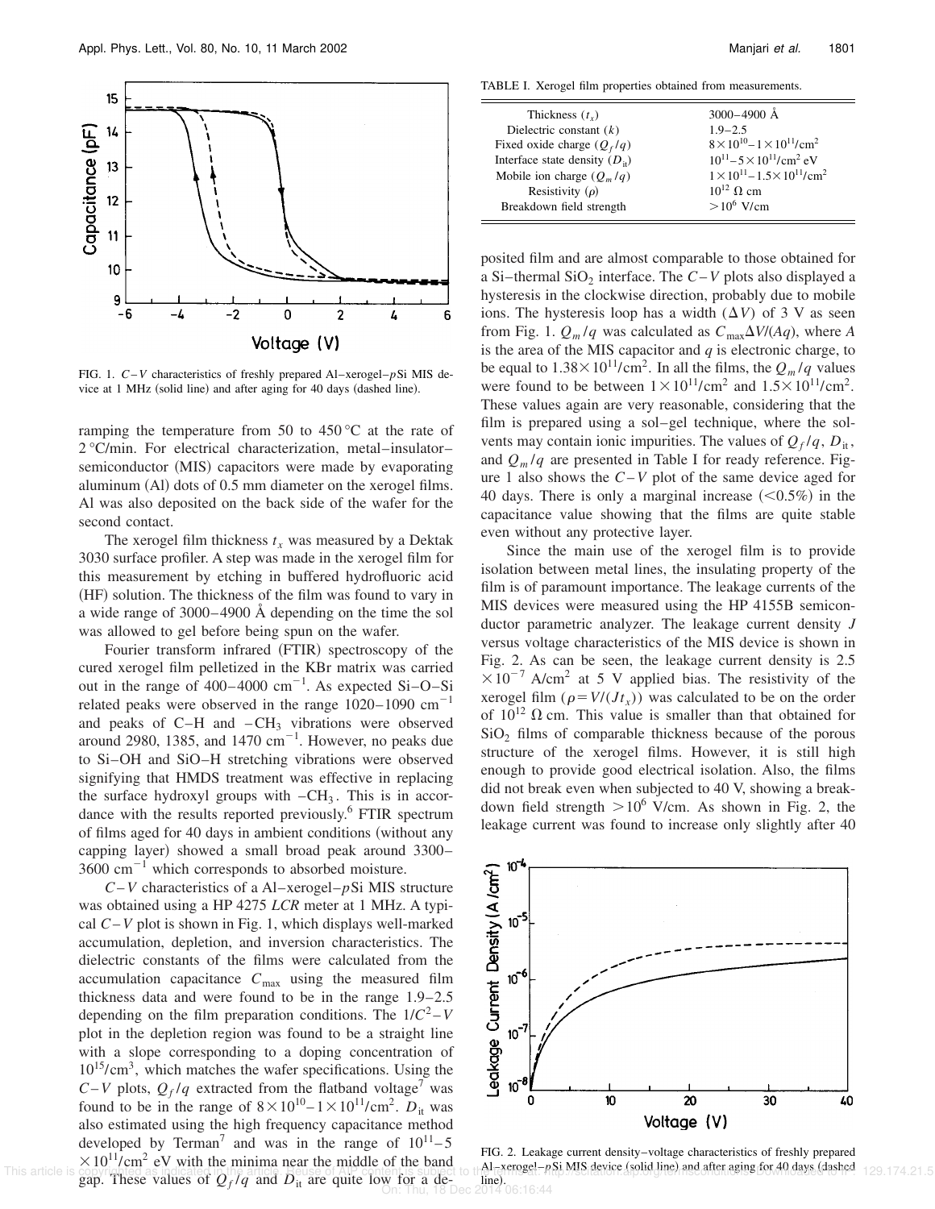FIG. 1. $C$–$V$ characteristics of freshly prepared Al–xerogel–$p$Si MIS device at 1 MHz (solid line) and after aging for 40 days (dashed line).

ramping the temperature from 50 to 450 °C at the rate of 2 °C/min. For electrical characterization, metal–insulator–semiconductor (MIS) capacitors were made by evaporating aluminum (Al) dots of 0.5 mm diameter on the xerogel films. Al was also deposited on the back side of the wafer for the second contact.

The xerogel film thickness $t_x$ was measured by a Dektak 3030 surface profiler. A step was made in the xerogel film for this measurement by etching in buffered hydrofluoric acid (HF) solution. The thickness of the film was found to vary in a wide range of 3000–4900 Å depending on the time the sol was allowed to gel before being spun on the wafer.

Fourier transform infrared (FTIR) spectroscopy of the cured xerogel film pelletized in the KBr matrix was carried out in the range of 400–4000 $cm^{-1}$. As expected Si–O–Si related peaks were observed in the range 1020–1090 $cm^{-1}$ and peaks of C–H and $-CH_3$ vibrations were observed around 2980, 1385, and 1470 $cm^{-1}$. However, no peaks due to Si–OH and SiO–H stretching vibrations were observed signifying that HMDS treatment was effective in replacing the surface hydroxyl groups with $-CH_3$. This is in accordance with the results reported previously.[6] FTIR spectrum of films aged for 40 days in ambient conditions (without any capping layer) showed a small broad peak around 3300–3600 $cm^{-1}$ which corresponds to absorbed moisture.

$C$–$V$ characteristics of a Al–xerogel–$p$Si MIS structure was obtained using a HP 4275 *LCR* meter at 1 MHz. A typical $C$–$V$ plot is shown in Fig. 1, which displays well-marked accumulation, depletion, and inversion characteristics. The dielectric constants of the films were calculated from the accumulation capacitance $C_{max}$ using the measured film thickness data and were found to be in the range 1.9–2.5 depending on the film preparation conditions. The $1/C^2$–$V$ plot in the depletion region was found to be a straight line with a slope corresponding to a doping concentration of $10^{15}/cm^3$, which matches the wafer specifications. Using the $C$–$V$ plots, $Q_f/q$ extracted from the flatband voltage[7] was found to be in the range of $8\times10^{10}$–$1\times10^{11}/cm^2$. $D_{it}$ was also estimated using the high frequency capacitance method developed by Terman[7] and was in the range of $10^{11}$–$5\times10^{11}/cm^2$ eV with the minima near the middle of the band gap. These values of $Q_f/q$ and $D_{it}$ are quite low for a deposited film and are almost comparable to those obtained for a Si–thermal $SiO_2$ interface. The $C$–$V$ plots also displayed a hysteresis in the clockwise direction, probably due to mobile ions. The hysteresis loop has a width ($\Delta V$) of 3 V as seen from Fig. 1. $Q_m/q$ was calculated as $C_{max}\Delta V/(Aq)$, where $A$ is the area of the MIS capacitor and $q$ is electronic charge, to be equal to $1.38\times10^{11}/cm^2$. In all the films, the $Q_m/q$ values were found to be between $1\times10^{11}/cm^2$ and $1.5\times10^{11}/cm^2$. These values again are very reasonable, considering that the film is prepared using a sol–gel technique, where the solvents may contain ionic impurities. The values of $Q_f/q$, $D_{it}$, and $Q_m/q$ are presented in Table I for ready reference. Figure 1 also shows the $C$–$V$ plot of the same device aged for 40 days. There is only a marginal increase (<0.5%) in the capacitance value showing that the films are quite stable even without any protective layer.

TABLE I. Xerogel film properties obtained from measurements.

| | |
|---|---|
| Thickness ($t_x$) | 3000–4900 Å |
| Dielectric constant ($k$) | 1.9–2.5 |
| Fixed oxide charge ($Q_f/q$) | $8\times10^{10}$–$1\times10^{11}/cm^2$ |
| Interface state density ($D_{it}$) | $10^{11}$–$5\times10^{11}/cm^2$ eV |
| Mobile ion charge ($Q_m/q$) | $1\times10^{11}$–$1.5\times10^{11}/cm^2$ |
| Resistivity ($\rho$) | $10^{12}$ Ω cm |
| Breakdown field strength | $>10^6$ V/cm |

Since the main use of the xerogel film is to provide isolation between metal lines, the insulating property of the film is of paramount importance. The leakage currents of the MIS devices were measured using the HP 4155B semiconductor parametric analyzer. The leakage current density $J$ versus voltage characteristics of the MIS device is shown in Fig. 2. As can be seen, the leakage current density is $2.5\times10^{-7}$ A/cm$^2$ at 5 V applied bias. The resistivity of the xerogel film ($\rho=V/(Jt_x)$) was calculated to be on the order of $10^{12}$ Ω cm. This value is smaller than that obtained for $SiO_2$ films of comparable thickness because of the porous structure of the xerogel films. However, it is still high enough to provide good electrical isolation. Also, the films did not break even when subjected to 40 V, showing a breakdown field strength $>10^6$ V/cm. As shown in Fig. 2, the leakage current was found to increase only slightly after 40

FIG. 2. Leakage current density–voltage characteristics of freshly prepared Al–xerogel–$p$Si MIS device (solid line) and after aging for 40 days (dashed line).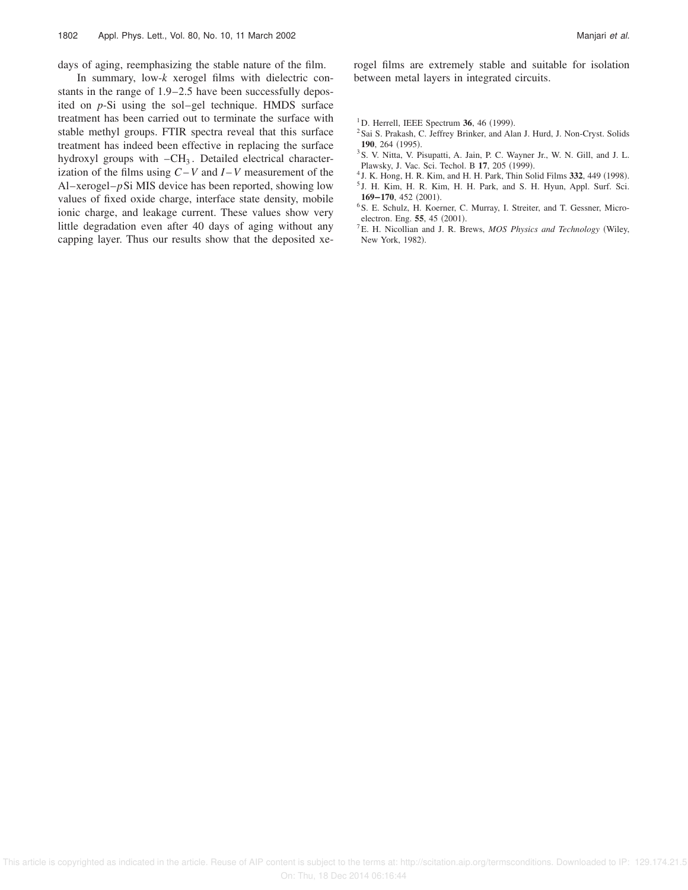days of aging, reemphasizing the stable nature of the film.

In summary, low-*k* xerogel films with dielectric constants in the range of 1.9–2.5 have been successfully deposited on *p*-Si using the sol–gel technique. HMDS surface treatment has been carried out to terminate the surface with stable methyl groups. FTIR spectra reveal that this surface treatment has indeed been effective in replacing the surface hydroxyl groups with $-CH_3$. Detailed electrical characterization of the films using $C-V$ and $I-V$ measurement of the Al–xerogel–*p*Si MIS device has been reported, showing low values of fixed oxide charge, interface state density, mobile ionic charge, and leakage current. These values show very little degradation even after 40 days of aging without any capping layer. Thus our results show that the deposited xerogel films are extremely stable and suitable for isolation between metal layers in integrated circuits.

[1] D. Herrell, IEEE Spectrum **36**, 46 (1999).
[2] Sai S. Prakash, C. Jeffrey Brinker, and Alan J. Hurd, J. Non-Cryst. Solids **190**, 264 (1995).
[3] S. V. Nitta, V. Pisupatti, A. Jain, P. C. Wayner Jr., W. N. Gill, and J. L. Plawsky, J. Vac. Sci. Techol. B **17**, 205 (1999).
[4] J. K. Hong, H. R. Kim, and H. H. Park, Thin Solid Films **332**, 449 (1998).
[5] J. H. Kim, H. R. Kim, H. H. Park, and S. H. Hyun, Appl. Surf. Sci. **169–170**, 452 (2001).
[6] S. E. Schulz, H. Koerner, C. Murray, I. Streiter, and T. Gessner, Microelectron. Eng. **55**, 45 (2001).
[7] E. H. Nicollian and J. R. Brews, *MOS Physics and Technology* (Wiley, New York, 1982).